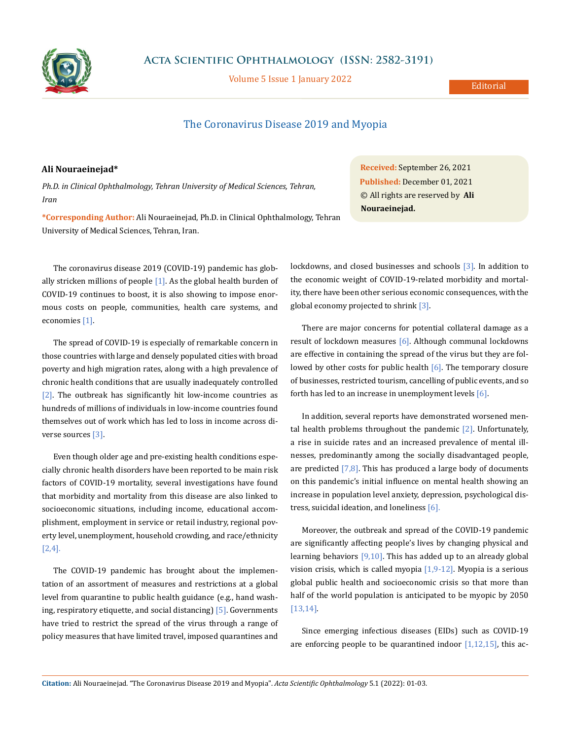# The Coronavirus Disease 2019 and Myopia

**Ali Nouraeinejad***

*Ph.D. in Clinical Ophthalmology, Tehran University of Medical Sciences, Tehran, Iran*

***Corresponding Author:** Ali Nouraeinejad, Ph.D. in Clinical Ophthalmology, Tehran University of Medical Sciences, Tehran, Iran.

**Received:** September 26, 2021
**Published:** December 01, 2021
© All rights are reserved by **Ali Nouraeinejad.**

The coronavirus disease 2019 (COVID-19) pandemic has globally stricken millions of people [1]. As the global health burden of COVID-19 continues to boost, it is also showing to impose enormous costs on people, communities, health care systems, and economies [1].

The spread of COVID-19 is especially of remarkable concern in those countries with large and densely populated cities with broad poverty and high migration rates, along with a high prevalence of chronic health conditions that are usually inadequately controlled [2]. The outbreak has significantly hit low-income countries as hundreds of millions of individuals in low-income countries found themselves out of work which has led to loss in income across diverse sources [3].

Even though older age and pre-existing health conditions especially chronic health disorders have been reported to be main risk factors of COVID-19 mortality, several investigations have found that morbidity and mortality from this disease are also linked to socioeconomic situations, including income, educational accomplishment, employment in service or retail industry, regional poverty level, unemployment, household crowding, and race/ethnicity [2,4].

The COVID-19 pandemic has brought about the implementation of an assortment of measures and restrictions at a global level from quarantine to public health guidance (e.g., hand washing, respiratory etiquette, and social distancing) [5]. Governments have tried to restrict the spread of the virus through a range of policy measures that have limited travel, imposed quarantines and lockdowns, and closed businesses and schools [3]. In addition to the economic weight of COVID-19-related morbidity and mortality, there have been other serious economic consequences, with the global economy projected to shrink [3].

There are major concerns for potential collateral damage as a result of lockdown measures [6]. Although communal lockdowns are effective in containing the spread of the virus but they are followed by other costs for public health [6]. The temporary closure of businesses, restricted tourism, cancelling of public events, and so forth has led to an increase in unemployment levels [6].

In addition, several reports have demonstrated worsened mental health problems throughout the pandemic [2]. Unfortunately, a rise in suicide rates and an increased prevalence of mental illnesses, predominantly among the socially disadvantaged people, are predicted [7,8]. This has produced a large body of documents on this pandemic's initial influence on mental health showing an increase in population level anxiety, depression, psychological distress, suicidal ideation, and loneliness [6].

Moreover, the outbreak and spread of the COVID-19 pandemic are significantly affecting people's lives by changing physical and learning behaviors [9,10]. This has added up to an already global vision crisis, which is called myopia [1,9-12]. Myopia is a serious global public health and socioeconomic crisis so that more than half of the world population is anticipated to be myopic by 2050 [13,14].

Since emerging infectious diseases (EIDs) such as COVID-19 are enforcing people to be quarantined indoor [1,12,15], this ac-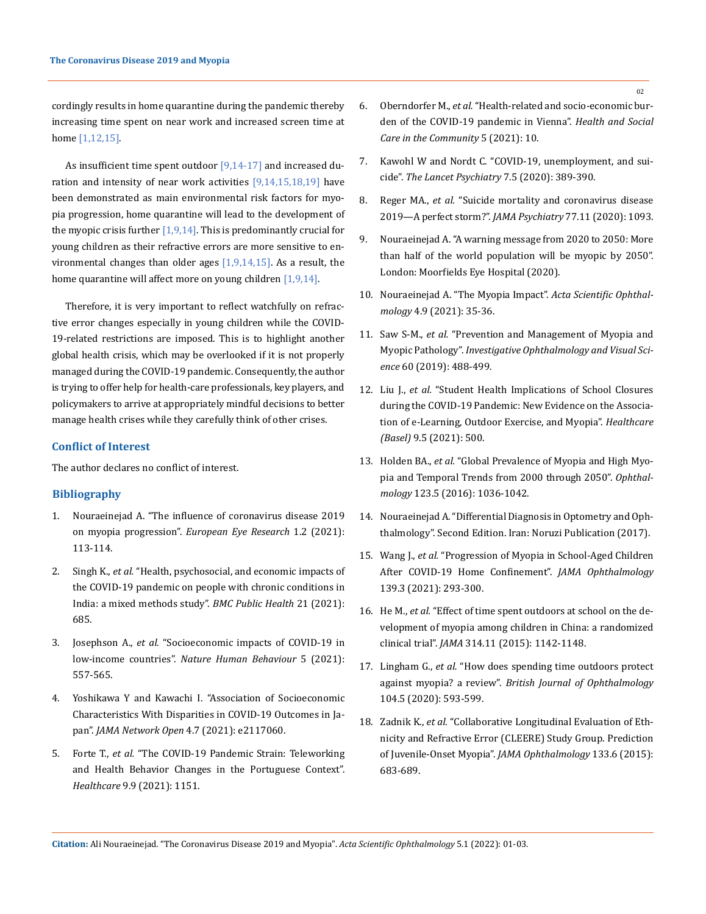cordingly results in home quarantine during the pandemic thereby increasing time spent on near work and increased screen time at home [1,12,15].

As insufficient time spent outdoor [9,14-17] and increased duration and intensity of near work activities [9,14,15,18,19] have been demonstrated as main environmental risk factors for myopia progression, home quarantine will lead to the development of the myopic crisis further [1,9,14]. This is predominantly crucial for young children as their refractive errors are more sensitive to environmental changes than older ages [1,9,14,15]. As a result, the home quarantine will affect more on young children [1,9,14].

Therefore, it is very important to reflect watchfully on refractive error changes especially in young children while the COVID-19-related restrictions are imposed. This is to highlight another global health crisis, which may be overlooked if it is not properly managed during the COVID-19 pandemic. Consequently, the author is trying to offer help for health-care professionals, key players, and policymakers to arrive at appropriately mindful decisions to better manage health crises while they carefully think of other crises.

## Conflict of Interest

The author declares no conflict of interest.

## Bibliography

1. Nouraeinejad A. "The influence of coronavirus disease 2019 on myopia progression". *European Eye Research* 1.2 (2021): 113-114.
2. Singh K., *et al.* "Health, psychosocial, and economic impacts of the COVID-19 pandemic on people with chronic conditions in India: a mixed methods study". *BMC Public Health* 21 (2021): 685.
3. Josephson A., *et al.* "Socioeconomic impacts of COVID-19 in low-income countries". *Nature Human Behaviour* 5 (2021): 557-565.
4. Yoshikawa Y and Kawachi I. "Association of Socioeconomic Characteristics With Disparities in COVID-19 Outcomes in Japan". *JAMA Network Open* 4.7 (2021): e2117060.
5. Forte T., *et al.* "The COVID-19 Pandemic Strain: Teleworking and Health Behavior Changes in the Portuguese Context". *Healthcare* 9.9 (2021): 1151.
6. Oberndorfer M., *et al.* "Health-related and socio-economic burden of the COVID-19 pandemic in Vienna". *Health and Social Care in the Community* 5 (2021): 10.
7. Kawohl W and Nordt C. "COVID-19, unemployment, and suicide". *The Lancet Psychiatry* 7.5 (2020): 389-390.
8. Reger MA., *et al.* "Suicide mortality and coronavirus disease 2019—A perfect storm?". *JAMA Psychiatry* 77.11 (2020): 1093.
9. Nouraeinejad A. "A warning message from 2020 to 2050: More than half of the world population will be myopic by 2050". London: Moorfields Eye Hospital (2020).
10. Nouraeinejad A. "The Myopia Impact". *Acta Scientific Ophthalmology* 4.9 (2021): 35-36.
11. Saw S-M., *et al.* "Prevention and Management of Myopia and Myopic Pathology". *Investigative Ophthalmology and Visual Science* 60 (2019): 488-499.
12. Liu J., *et al.* "Student Health Implications of School Closures during the COVID-19 Pandemic: New Evidence on the Association of e-Learning, Outdoor Exercise, and Myopia". *Healthcare (Basel)* 9.5 (2021): 500.
13. Holden BA., *et al.* "Global Prevalence of Myopia and High Myopia and Temporal Trends from 2000 through 2050". *Ophthalmology* 123.5 (2016): 1036-1042.
14. Nouraeinejad A. "Differential Diagnosis in Optometry and Ophthalmology". Second Edition. Iran: Noruzi Publication (2017).
15. Wang J., *et al.* "Progression of Myopia in School-Aged Children After COVID-19 Home Confinement". *JAMA Ophthalmology* 139.3 (2021): 293-300.
16. He M., *et al.* "Effect of time spent outdoors at school on the development of myopia among children in China: a randomized clinical trial". *JAMA* 314.11 (2015): 1142-1148.
17. Lingham G., *et al.* "How does spending time outdoors protect against myopia? a review". *British Journal of Ophthalmology* 104.5 (2020): 593-599.
18. Zadnik K., *et al.* "Collaborative Longitudinal Evaluation of Ethnicity and Refractive Error (CLEERE) Study Group. Prediction of Juvenile-Onset Myopia". *JAMA Ophthalmology* 133.6 (2015): 683-689.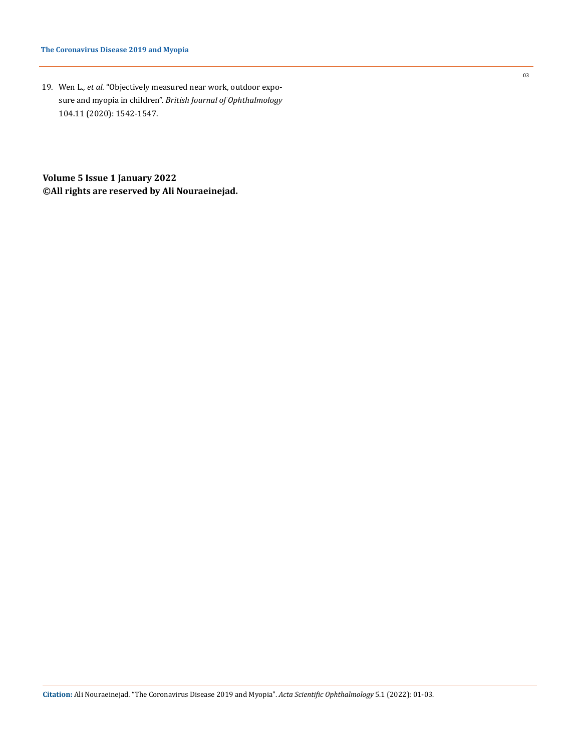19. Wen L., *et al.* "Objectively measured near work, outdoor exposure and myopia in children". *British Journal of Ophthalmology* 104.11 (2020): 1542-1547.

**Volume 5 Issue 1 January 2022**
**©All rights are reserved by Ali Nouraeinejad.**